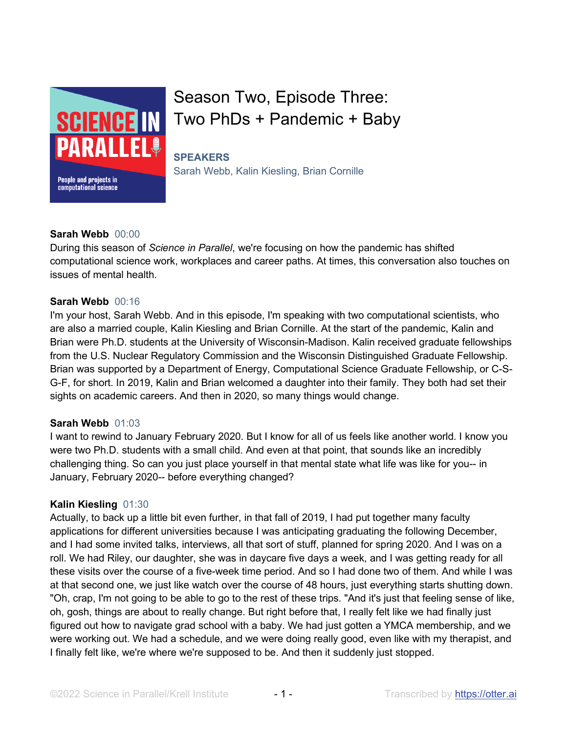# Season Two, Episode Three: Two PhDs + Pandemic + Baby

**SPEAKERS**
Sarah Webb, Kalin Kiesling, Brian Cornille

**Sarah Webb** 00:00
During this season of *Science in Parallel*, we're focusing on how the pandemic has shifted computational science work, workplaces and career paths. At times, this conversation also touches on issues of mental health.

**Sarah Webb** 00:16
I'm your host, Sarah Webb. And in this episode, I'm speaking with two computational scientists, who are also a married couple, Kalin Kiesling and Brian Cornille. At the start of the pandemic, Kalin and Brian were Ph.D. students at the University of Wisconsin-Madison. Kalin received graduate fellowships from the U.S. Nuclear Regulatory Commission and the Wisconsin Distinguished Graduate Fellowship. Brian was supported by a Department of Energy, Computational Science Graduate Fellowship, or C-S-G-F, for short. In 2019, Kalin and Brian welcomed a daughter into their family. They both had set their sights on academic careers. And then in 2020, so many things would change.

**Sarah Webb** 01:03
I want to rewind to January February 2020. But I know for all of us feels like another world. I know you were two Ph.D. students with a small child. And even at that point, that sounds like an incredibly challenging thing. So can you just place yourself in that mental state what life was like for you-- in January, February 2020-- before everything changed?

**Kalin Kiesling** 01:30
Actually, to back up a little bit even further, in that fall of 2019, I had put together many faculty applications for different universities because I was anticipating graduating the following December, and I had some invited talks, interviews, all that sort of stuff, planned for spring 2020. And I was on a roll. We had Riley, our daughter, she was in daycare five days a week, and I was getting ready for all these visits over the course of a five-week time period. And so I had done two of them. And while I was at that second one, we just like watch over the course of 48 hours, just everything starts shutting down. "Oh, crap, I'm not going to be able to go to the rest of these trips. "And it's just that feeling sense of like, oh, gosh, things are about to really change. But right before that, I really felt like we had finally just figured out how to navigate grad school with a baby. We had just gotten a YMCA membership, and we were working out. We had a schedule, and we were doing really good, even like with my therapist, and I finally felt like, we're where we're supposed to be. And then it suddenly just stopped.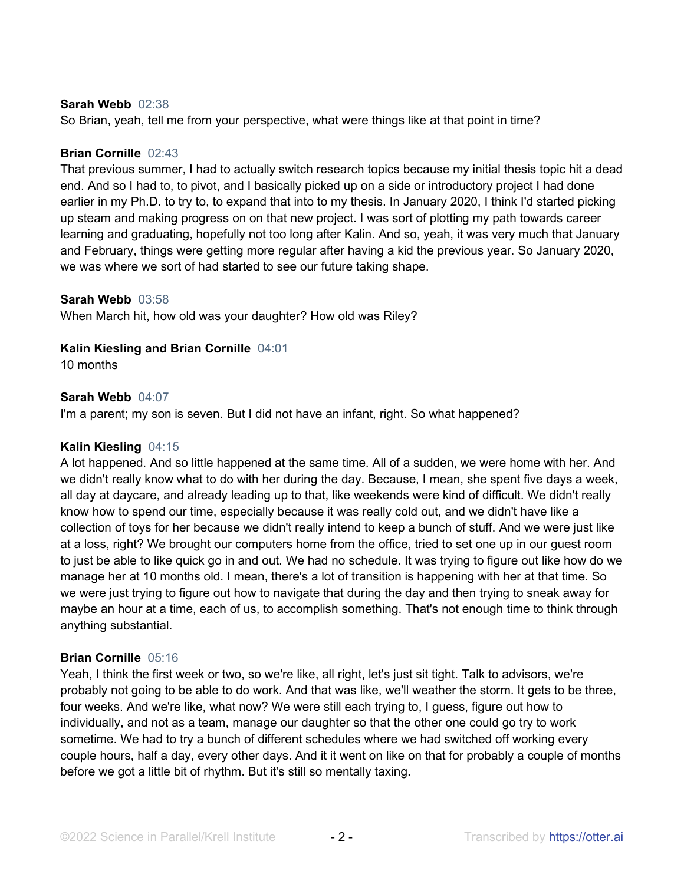**Sarah Webb** 02:38
So Brian, yeah, tell me from your perspective, what were things like at that point in time?

**Brian Cornille** 02:43
That previous summer, I had to actually switch research topics because my initial thesis topic hit a dead end. And so I had to, to pivot, and I basically picked up on a side or introductory project I had done earlier in my Ph.D. to try to, to expand that into to my thesis. In January 2020, I think I'd started picking up steam and making progress on on that new project. I was sort of plotting my path towards career learning and graduating, hopefully not too long after Kalin. And so, yeah, it was very much that January and February, things were getting more regular after having a kid the previous year. So January 2020, we was where we sort of had started to see our future taking shape.

**Sarah Webb** 03:58
When March hit, how old was your daughter? How old was Riley?

**Kalin Kiesling and Brian Cornille** 04:01
10 months

**Sarah Webb** 04:07
I'm a parent; my son is seven. But I did not have an infant, right. So what happened?

**Kalin Kiesling** 04:15
A lot happened. And so little happened at the same time. All of a sudden, we were home with her. And we didn't really know what to do with her during the day. Because, I mean, she spent five days a week, all day at daycare, and already leading up to that, like weekends were kind of difficult. We didn't really know how to spend our time, especially because it was really cold out, and we didn't have like a collection of toys for her because we didn't really intend to keep a bunch of stuff. And we were just like at a loss, right? We brought our computers home from the office, tried to set one up in our guest room to just be able to like quick go in and out. We had no schedule. It was trying to figure out like how do we manage her at 10 months old. I mean, there's a lot of transition is happening with her at that time. So we were just trying to figure out how to navigate that during the day and then trying to sneak away for maybe an hour at a time, each of us, to accomplish something. That's not enough time to think through anything substantial.

**Brian Cornille** 05:16
Yeah, I think the first week or two, so we're like, all right, let's just sit tight. Talk to advisors, we're probably not going to be able to do work. And that was like, we'll weather the storm. It gets to be three, four weeks. And we're like, what now? We were still each trying to, I guess, figure out how to individually, and not as a team, manage our daughter so that the other one could go try to work sometime. We had to try a bunch of different schedules where we had switched off working every couple hours, half a day, every other days. And it it went on like on that for probably a couple of months before we got a little bit of rhythm. But it's still so mentally taxing.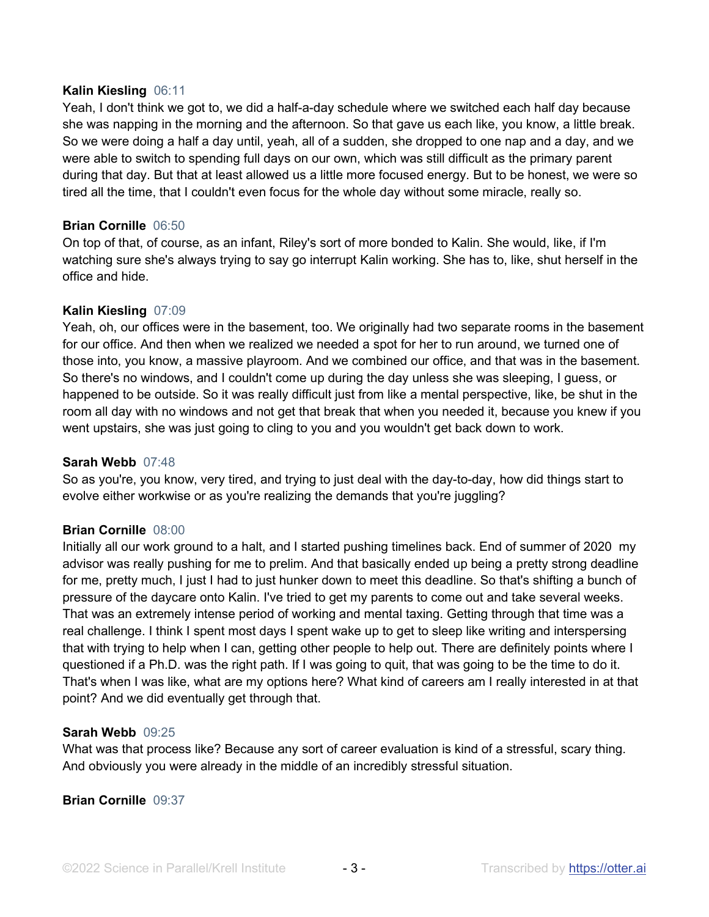**Kalin Kiesling** 06:11
Yeah, I don't think we got to, we did a half-a-day schedule where we switched each half day because she was napping in the morning and the afternoon. So that gave us each like, you know, a little break. So we were doing a half a day until, yeah, all of a sudden, she dropped to one nap and a day, and we were able to switch to spending full days on our own, which was still difficult as the primary parent during that day. But that at least allowed us a little more focused energy. But to be honest, we were so tired all the time, that I couldn't even focus for the whole day without some miracle, really so.

**Brian Cornille** 06:50
On top of that, of course, as an infant, Riley's sort of more bonded to Kalin. She would, like, if I'm watching sure she's always trying to say go interrupt Kalin working. She has to, like, shut herself in the office and hide.

**Kalin Kiesling** 07:09
Yeah, oh, our offices were in the basement, too. We originally had two separate rooms in the basement for our office. And then when we realized we needed a spot for her to run around, we turned one of those into, you know, a massive playroom. And we combined our office, and that was in the basement. So there's no windows, and I couldn't come up during the day unless she was sleeping, I guess, or happened to be outside. So it was really difficult just from like a mental perspective, like, be shut in the room all day with no windows and not get that break that when you needed it, because you knew if you went upstairs, she was just going to cling to you and you wouldn't get back down to work.

**Sarah Webb** 07:48
So as you're, you know, very tired, and trying to just deal with the day-to-day, how did things start to evolve either workwise or as you're realizing the demands that you're juggling?

**Brian Cornille** 08:00
Initially all our work ground to a halt, and I started pushing timelines back. End of summer of 2020 my advisor was really pushing for me to prelim. And that basically ended up being a pretty strong deadline for me, pretty much, I just I had to just hunker down to meet this deadline. So that's shifting a bunch of pressure of the daycare onto Kalin. I've tried to get my parents to come out and take several weeks. That was an extremely intense period of working and mental taxing. Getting through that time was a real challenge. I think I spent most days I spent wake up to get to sleep like writing and interspersing that with trying to help when I can, getting other people to help out. There are definitely points where I questioned if a Ph.D. was the right path. If I was going to quit, that was going to be the time to do it. That's when I was like, what are my options here? What kind of careers am I really interested in at that point? And we did eventually get through that.

**Sarah Webb** 09:25
What was that process like? Because any sort of career evaluation is kind of a stressful, scary thing. And obviously you were already in the middle of an incredibly stressful situation.

**Brian Cornille** 09:37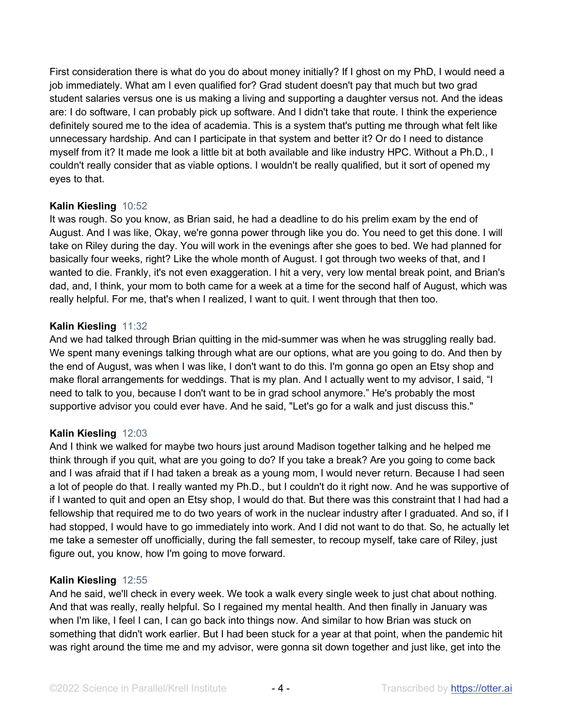First consideration there is what do you do about money initially? If I ghost on my PhD, I would need a job immediately. What am I even qualified for? Grad student doesn't pay that much but two grad student salaries versus one is us making a living and supporting a daughter versus not. And the ideas are: I do software, I can probably pick up software. And I didn't take that route. I think the experience definitely soured me to the idea of academia. This is a system that's putting me through what felt like unnecessary hardship. And can I participate in that system and better it? Or do I need to distance myself from it? It made me look a little bit at both available and like industry HPC. Without a Ph.D., I couldn't really consider that as viable options. I wouldn't be really qualified, but it sort of opened my eyes to that.

**Kalin Kiesling** 10:52
It was rough. So you know, as Brian said, he had a deadline to do his prelim exam by the end of August. And I was like, Okay, we're gonna power through like you do. You need to get this done. I will take on Riley during the day. You will work in the evenings after she goes to bed. We had planned for basically four weeks, right? Like the whole month of August. I got through two weeks of that, and I wanted to die. Frankly, it's not even exaggeration. I hit a very, very low mental break point, and Brian's dad, and, I think, your mom to both came for a week at a time for the second half of August, which was really helpful. For me, that's when I realized, I want to quit. I went through that then too.

**Kalin Kiesling** 11:32
And we had talked through Brian quitting in the mid-summer was when he was struggling really bad. We spent many evenings talking through what are our options, what are you going to do. And then by the end of August, was when I was like, I don't want to do this. I'm gonna go open an Etsy shop and make floral arrangements for weddings. That is my plan. And I actually went to my advisor, I said, “I need to talk to you, because I don't want to be in grad school anymore.” He's probably the most supportive advisor you could ever have. And he said, "Let's go for a walk and just discuss this."

**Kalin Kiesling** 12:03
And I think we walked for maybe two hours just around Madison together talking and he helped me think through if you quit, what are you going to do? If you take a break? Are you going to come back and I was afraid that if I had taken a break as a young mom, I would never return. Because I had seen a lot of people do that. I really wanted my Ph.D., but I couldn't do it right now. And he was supportive of if I wanted to quit and open an Etsy shop, I would do that. But there was this constraint that I had had a fellowship that required me to do two years of work in the nuclear industry after I graduated. And so, if I had stopped, I would have to go immediately into work. And I did not want to do that. So, he actually let me take a semester off unofficially, during the fall semester, to recoup myself, take care of Riley, just figure out, you know, how I'm going to move forward.

**Kalin Kiesling** 12:55
And he said, we'll check in every week. We took a walk every single week to just chat about nothing. And that was really, really helpful. So I regained my mental health. And then finally in January was when I'm like, I feel I can, I can go back into things now. And similar to how Brian was stuck on something that didn't work earlier. But I had been stuck for a year at that point, when the pandemic hit was right around the time me and my advisor, were gonna sit down together and just like, get into the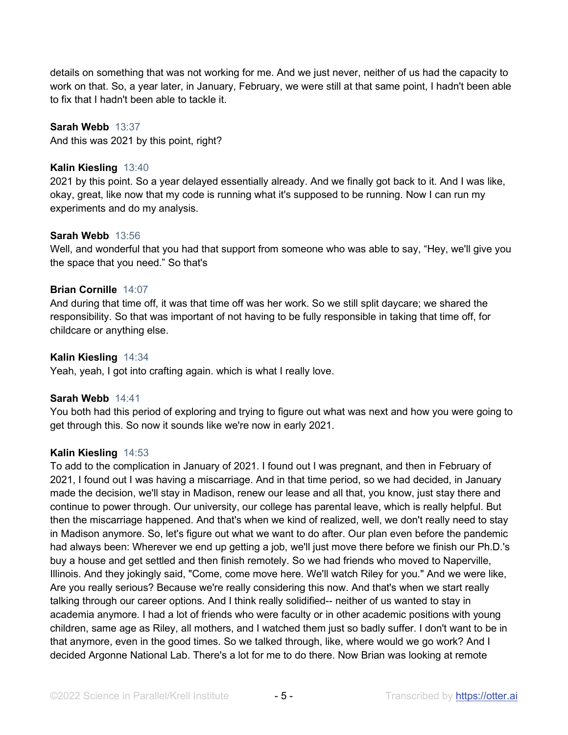details on something that was not working for me. And we just never, neither of us had the capacity to work on that. So, a year later, in January, February, we were still at that same point, I hadn't been able to fix that I hadn't been able to tackle it.

**Sarah Webb** 13:37
And this was 2021 by this point, right?

**Kalin Kiesling** 13:40
2021 by this point. So a year delayed essentially already. And we finally got back to it. And I was like, okay, great, like now that my code is running what it's supposed to be running. Now I can run my experiments and do my analysis.

**Sarah Webb** 13:56
Well, and wonderful that you had that support from someone who was able to say, "Hey, we'll give you the space that you need." So that's

**Brian Cornille** 14:07
And during that time off, it was that time off was her work. So we still split daycare; we shared the responsibility. So that was important of not having to be fully responsible in taking that time off, for childcare or anything else.

**Kalin Kiesling** 14:34
Yeah, yeah, I got into crafting again. which is what I really love.

**Sarah Webb** 14:41
You both had this period of exploring and trying to figure out what was next and how you were going to get through this. So now it sounds like we're now in early 2021.

**Kalin Kiesling** 14:53
To add to the complication in January of 2021. I found out I was pregnant, and then in February of 2021, I found out I was having a miscarriage. And in that time period, so we had decided, in January made the decision, we'll stay in Madison, renew our lease and all that, you know, just stay there and continue to power through. Our university, our college has parental leave, which is really helpful. But then the miscarriage happened. And that's when we kind of realized, well, we don't really need to stay in Madison anymore. So, let's figure out what we want to do after. Our plan even before the pandemic had always been: Wherever we end up getting a job, we'll just move there before we finish our Ph.D.'s buy a house and get settled and then finish remotely. So we had friends who moved to Naperville, Illinois. And they jokingly said, "Come, come move here. We'll watch Riley for you." And we were like, Are you really serious? Because we're really considering this now. And that's when we start really talking through our career options. And I think really solidified-- neither of us wanted to stay in academia anymore. I had a lot of friends who were faculty or in other academic positions with young children, same age as Riley, all mothers, and I watched them just so badly suffer. I don't want to be in that anymore, even in the good times. So we talked through, like, where would we go work? And I decided Argonne National Lab. There's a lot for me to do there. Now Brian was looking at remote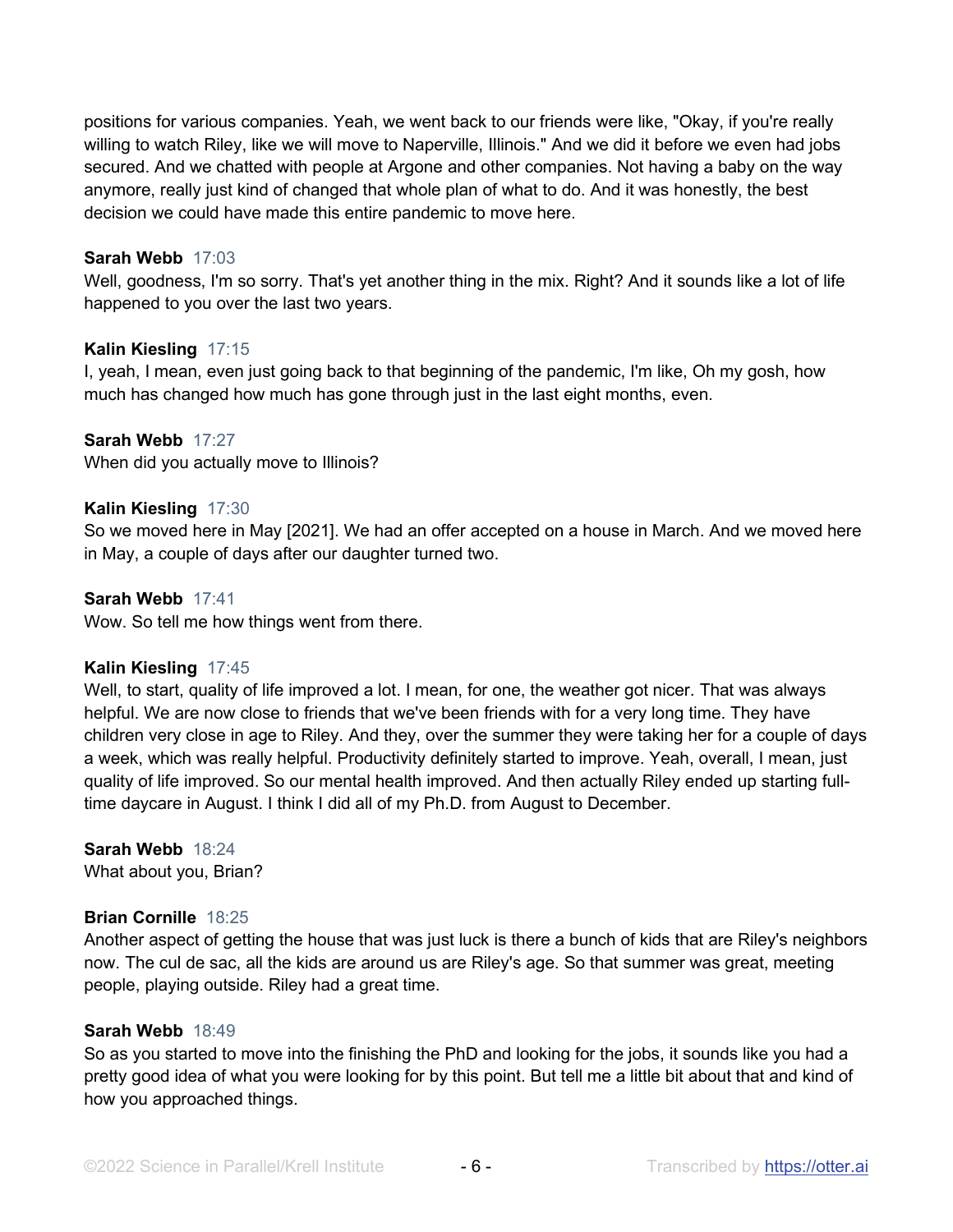positions for various companies. Yeah, we went back to our friends were like, "Okay, if you're really willing to watch Riley, like we will move to Naperville, Illinois." And we did it before we even had jobs secured. And we chatted with people at Argone and other companies. Not having a baby on the way anymore, really just kind of changed that whole plan of what to do. And it was honestly, the best decision we could have made this entire pandemic to move here.

**Sarah Webb** 17:03
Well, goodness, I'm so sorry. That's yet another thing in the mix. Right? And it sounds like a lot of life happened to you over the last two years.

**Kalin Kiesling** 17:15
I, yeah, I mean, even just going back to that beginning of the pandemic, I'm like, Oh my gosh, how much has changed how much has gone through just in the last eight months, even.

**Sarah Webb** 17:27
When did you actually move to Illinois?

**Kalin Kiesling** 17:30
So we moved here in May [2021]. We had an offer accepted on a house in March. And we moved here in May, a couple of days after our daughter turned two.

**Sarah Webb** 17:41
Wow. So tell me how things went from there.

**Kalin Kiesling** 17:45
Well, to start, quality of life improved a lot. I mean, for one, the weather got nicer. That was always helpful. We are now close to friends that we've been friends with for a very long time. They have children very close in age to Riley. And they, over the summer they were taking her for a couple of days a week, which was really helpful. Productivity definitely started to improve. Yeah, overall, I mean, just quality of life improved. So our mental health improved. And then actually Riley ended up starting full-time daycare in August. I think I did all of my Ph.D. from August to December.

**Sarah Webb** 18:24
What about you, Brian?

**Brian Cornille** 18:25
Another aspect of getting the house that was just luck is there a bunch of kids that are Riley's neighbors now. The cul de sac, all the kids are around us are Riley's age. So that summer was great, meeting people, playing outside. Riley had a great time.

**Sarah Webb** 18:49
So as you started to move into the finishing the PhD and looking for the jobs, it sounds like you had a pretty good idea of what you were looking for by this point. But tell me a little bit about that and kind of how you approached things.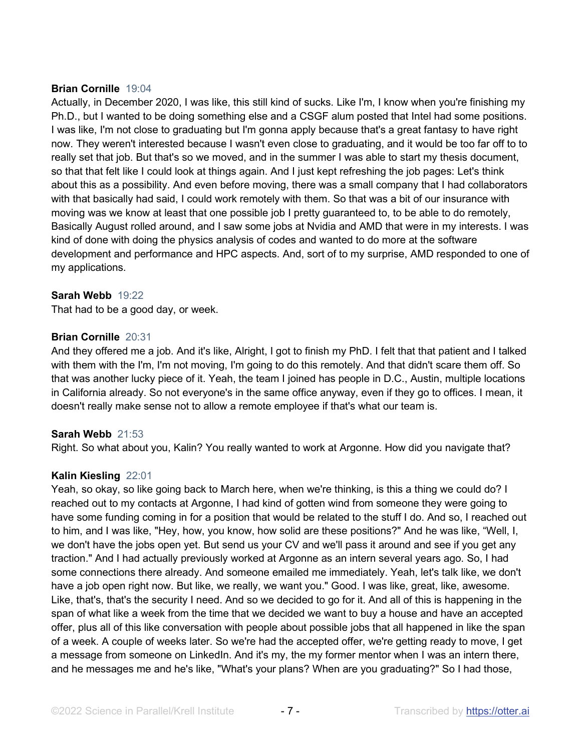**Brian Cornille** 19:04
Actually, in December 2020, I was like, this still kind of sucks. Like I'm, I know when you're finishing my Ph.D., but I wanted to be doing something else and a CSGF alum posted that Intel had some positions. I was like, I'm not close to graduating but I'm gonna apply because that's a great fantasy to have right now. They weren't interested because I wasn't even close to graduating, and it would be too far off to to really set that job. But that's so we moved, and in the summer I was able to start my thesis document, so that that felt like I could look at things again. And I just kept refreshing the job pages: Let's think about this as a possibility. And even before moving, there was a small company that I had collaborators with that basically had said, I could work remotely with them. So that was a bit of our insurance with moving was we know at least that one possible job I pretty guaranteed to, to be able to do remotely, Basically August rolled around, and I saw some jobs at Nvidia and AMD that were in my interests. I was kind of done with doing the physics analysis of codes and wanted to do more at the software development and performance and HPC aspects. And, sort of to my surprise, AMD responded to one of my applications.

**Sarah Webb** 19:22
That had to be a good day, or week.

**Brian Cornille** 20:31
And they offered me a job. And it's like, Alright, I got to finish my PhD. I felt that that patient and I talked with them with the I'm, I'm not moving, I'm going to do this remotely. And that didn't scare them off. So that was another lucky piece of it. Yeah, the team I joined has people in D.C., Austin, multiple locations in California already. So not everyone's in the same office anyway, even if they go to offices. I mean, it doesn't really make sense not to allow a remote employee if that's what our team is.

**Sarah Webb** 21:53
Right. So what about you, Kalin? You really wanted to work at Argonne. How did you navigate that?

**Kalin Kiesling** 22:01
Yeah, so okay, so like going back to March here, when we're thinking, is this a thing we could do? I reached out to my contacts at Argonne, I had kind of gotten wind from someone they were going to have some funding coming in for a position that would be related to the stuff I do. And so, I reached out to him, and I was like, "Hey, how, you know, how solid are these positions?" And he was like, "Well, I, we don't have the jobs open yet. But send us your CV and we'll pass it around and see if you get any traction." And I had actually previously worked at Argonne as an intern several years ago. So, I had some connections there already. And someone emailed me immediately. Yeah, let's talk like, we don't have a job open right now. But like, we really, we want you." Good. I was like, great, like, awesome. Like, that's, that's the security I need. And so we decided to go for it. And all of this is happening in the span of what like a week from the time that we decided we want to buy a house and have an accepted offer, plus all of this like conversation with people about possible jobs that all happened in like the span of a week. A couple of weeks later. So we're had the accepted offer, we're getting ready to move, I get a message from someone on LinkedIn. And it's my, the my former mentor when I was an intern there, and he messages me and he's like, "What's your plans? When are you graduating?" So I had those,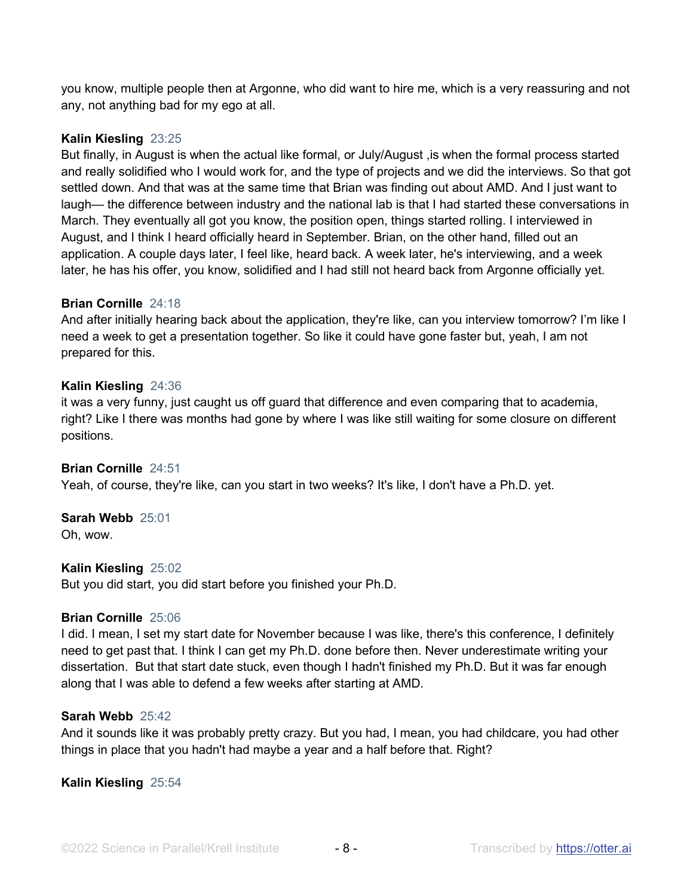you know, multiple people then at Argonne, who did want to hire me, which is a very reassuring and not any, not anything bad for my ego at all.

**Kalin Kiesling** 23:25
But finally, in August is when the actual like formal, or July/August ,is when the formal process started and really solidified who I would work for, and the type of projects and we did the interviews. So that got settled down. And that was at the same time that Brian was finding out about AMD. And I just want to laugh— the difference between industry and the national lab is that I had started these conversations in March. They eventually all got you know, the position open, things started rolling. I interviewed in August, and I think I heard officially heard in September. Brian, on the other hand, filled out an application. A couple days later, I feel like, heard back. A week later, he's interviewing, and a week later, he has his offer, you know, solidified and I had still not heard back from Argonne officially yet.

**Brian Cornille** 24:18
And after initially hearing back about the application, they're like, can you interview tomorrow? I'm like I need a week to get a presentation together. So like it could have gone faster but, yeah, I am not prepared for this.

**Kalin Kiesling** 24:36
it was a very funny, just caught us off guard that difference and even comparing that to academia, right? Like I there was months had gone by where I was like still waiting for some closure on different positions.

**Brian Cornille** 24:51
Yeah, of course, they're like, can you start in two weeks? It's like, I don't have a Ph.D. yet.

**Sarah Webb** 25:01
Oh, wow.

**Kalin Kiesling** 25:02
But you did start, you did start before you finished your Ph.D.

**Brian Cornille** 25:06
I did. I mean, I set my start date for November because I was like, there's this conference, I definitely need to get past that. I think I can get my Ph.D. done before then. Never underestimate writing your dissertation. But that start date stuck, even though I hadn't finished my Ph.D. But it was far enough along that I was able to defend a few weeks after starting at AMD.

**Sarah Webb** 25:42
And it sounds like it was probably pretty crazy. But you had, I mean, you had childcare, you had other things in place that you hadn't had maybe a year and a half before that. Right?

**Kalin Kiesling** 25:54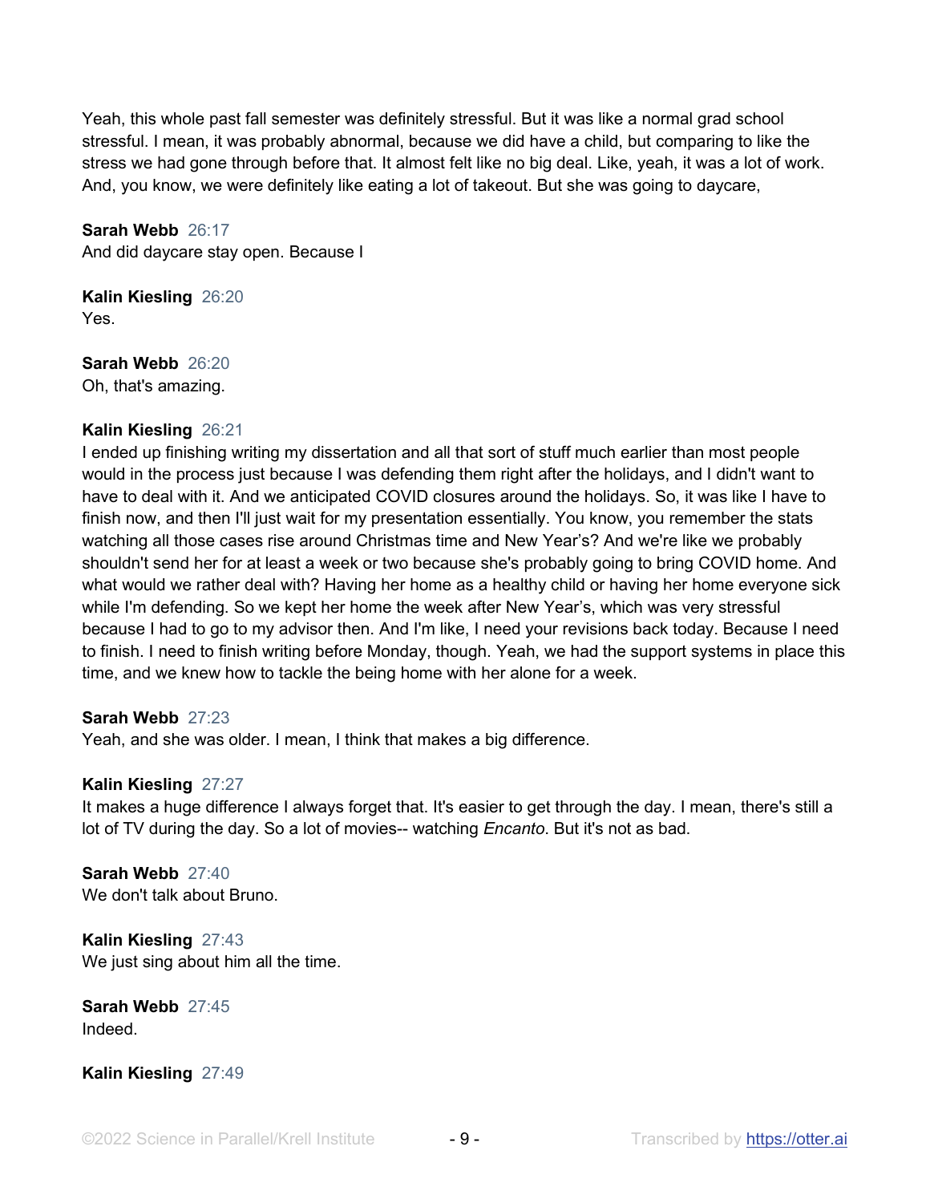Yeah, this whole past fall semester was definitely stressful. But it was like a normal grad school stressful. I mean, it was probably abnormal, because we did have a child, but comparing to like the stress we had gone through before that. It almost felt like no big deal. Like, yeah, it was a lot of work. And, you know, we were definitely like eating a lot of takeout. But she was going to daycare,

**Sarah Webb** 26:17
And did daycare stay open. Because I

**Kalin Kiesling** 26:20
Yes.

**Sarah Webb** 26:20
Oh, that's amazing.

**Kalin Kiesling** 26:21
I ended up finishing writing my dissertation and all that sort of stuff much earlier than most people would in the process just because I was defending them right after the holidays, and I didn't want to have to deal with it. And we anticipated COVID closures around the holidays. So, it was like I have to finish now, and then I'll just wait for my presentation essentially. You know, you remember the stats watching all those cases rise around Christmas time and New Year's? And we're like we probably shouldn't send her for at least a week or two because she's probably going to bring COVID home. And what would we rather deal with? Having her home as a healthy child or having her home everyone sick while I'm defending. So we kept her home the week after New Year's, which was very stressful because I had to go to my advisor then. And I'm like, I need your revisions back today. Because I need to finish. I need to finish writing before Monday, though. Yeah, we had the support systems in place this time, and we knew how to tackle the being home with her alone for a week.

**Sarah Webb** 27:23
Yeah, and she was older. I mean, I think that makes a big difference.

**Kalin Kiesling** 27:27
It makes a huge difference I always forget that. It's easier to get through the day. I mean, there's still a lot of TV during the day. So a lot of movies-- watching *Encanto*. But it's not as bad.

**Sarah Webb** 27:40
We don't talk about Bruno.

**Kalin Kiesling** 27:43
We just sing about him all the time.

**Sarah Webb** 27:45
Indeed.

**Kalin Kiesling** 27:49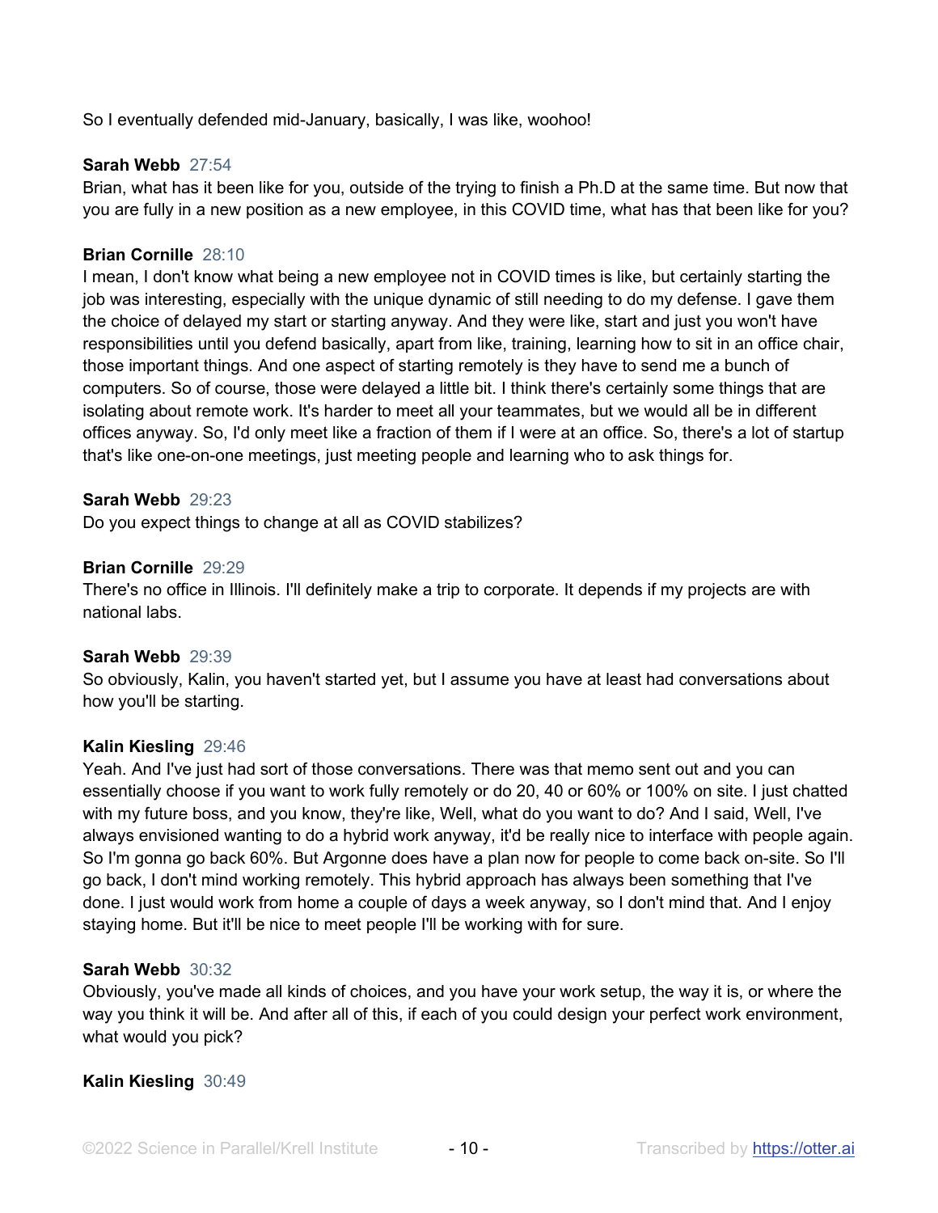So I eventually defended mid-January, basically, I was like, woohoo!

**Sarah Webb** 27:54
Brian, what has it been like for you, outside of the trying to finish a Ph.D at the same time. But now that you are fully in a new position as a new employee, in this COVID time, what has that been like for you?

**Brian Cornille** 28:10
I mean, I don't know what being a new employee not in COVID times is like, but certainly starting the job was interesting, especially with the unique dynamic of still needing to do my defense. I gave them the choice of delayed my start or starting anyway. And they were like, start and just you won't have responsibilities until you defend basically, apart from like, training, learning how to sit in an office chair, those important things. And one aspect of starting remotely is they have to send me a bunch of computers. So of course, those were delayed a little bit. I think there's certainly some things that are isolating about remote work. It's harder to meet all your teammates, but we would all be in different offices anyway. So, I'd only meet like a fraction of them if I were at an office. So, there's a lot of startup that's like one-on-one meetings, just meeting people and learning who to ask things for.

**Sarah Webb** 29:23
Do you expect things to change at all as COVID stabilizes?

**Brian Cornille** 29:29
There's no office in Illinois. I'll definitely make a trip to corporate. It depends if my projects are with national labs.

**Sarah Webb** 29:39
So obviously, Kalin, you haven't started yet, but I assume you have at least had conversations about how you'll be starting.

**Kalin Kiesling** 29:46
Yeah. And I've just had sort of those conversations. There was that memo sent out and you can essentially choose if you want to work fully remotely or do 20, 40 or 60% or 100% on site. I just chatted with my future boss, and you know, they're like, Well, what do you want to do? And I said, Well, I've always envisioned wanting to do a hybrid work anyway, it'd be really nice to interface with people again. So I'm gonna go back 60%. But Argonne does have a plan now for people to come back on-site. So I'll go back, I don't mind working remotely. This hybrid approach has always been something that I've done. I just would work from home a couple of days a week anyway, so I don't mind that. And I enjoy staying home. But it'll be nice to meet people I'll be working with for sure.

**Sarah Webb** 30:32
Obviously, you've made all kinds of choices, and you have your work setup, the way it is, or where the way you think it will be. And after all of this, if each of you could design your perfect work environment, what would you pick?

**Kalin Kiesling** 30:49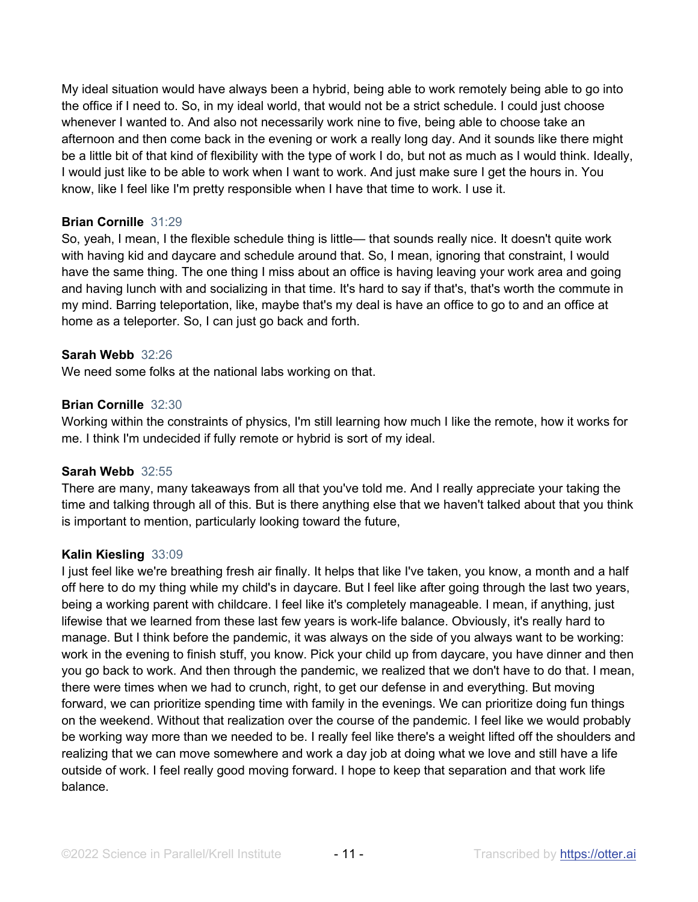My ideal situation would have always been a hybrid, being able to work remotely being able to go into the office if I need to. So, in my ideal world, that would not be a strict schedule. I could just choose whenever I wanted to. And also not necessarily work nine to five, being able to choose take an afternoon and then come back in the evening or work a really long day. And it sounds like there might be a little bit of that kind of flexibility with the type of work I do, but not as much as I would think. Ideally, I would just like to be able to work when I want to work. And just make sure I get the hours in. You know, like I feel like I'm pretty responsible when I have that time to work. I use it.

**Brian Cornille** 31:29
So, yeah, I mean, I the flexible schedule thing is little— that sounds really nice. It doesn't quite work with having kid and daycare and schedule around that. So, I mean, ignoring that constraint, I would have the same thing. The one thing I miss about an office is having leaving your work area and going and having lunch with and socializing in that time. It's hard to say if that's, that's worth the commute in my mind. Barring teleportation, like, maybe that's my deal is have an office to go to and an office at home as a teleporter. So, I can just go back and forth.

**Sarah Webb** 32:26
We need some folks at the national labs working on that.

**Brian Cornille** 32:30
Working within the constraints of physics, I'm still learning how much I like the remote, how it works for me. I think I'm undecided if fully remote or hybrid is sort of my ideal.

**Sarah Webb** 32:55
There are many, many takeaways from all that you've told me. And I really appreciate your taking the time and talking through all of this. But is there anything else that we haven't talked about that you think is important to mention, particularly looking toward the future,

**Kalin Kiesling** 33:09
I just feel like we're breathing fresh air finally. It helps that like I've taken, you know, a month and a half off here to do my thing while my child's in daycare. But I feel like after going through the last two years, being a working parent with childcare. I feel like it's completely manageable. I mean, if anything, just lifewise that we learned from these last few years is work-life balance. Obviously, it's really hard to manage. But I think before the pandemic, it was always on the side of you always want to be working: work in the evening to finish stuff, you know. Pick your child up from daycare, you have dinner and then you go back to work. And then through the pandemic, we realized that we don't have to do that. I mean, there were times when we had to crunch, right, to get our defense in and everything. But moving forward, we can prioritize spending time with family in the evenings. We can prioritize doing fun things on the weekend. Without that realization over the course of the pandemic. I feel like we would probably be working way more than we needed to be. I really feel like there's a weight lifted off the shoulders and realizing that we can move somewhere and work a day job at doing what we love and still have a life outside of work. I feel really good moving forward. I hope to keep that separation and that work life balance.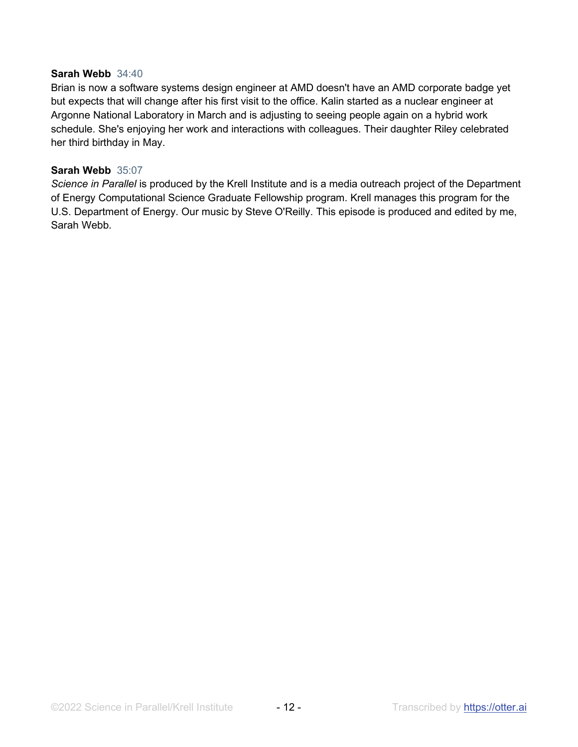**Sarah Webb** 34:40
Brian is now a software systems design engineer at AMD doesn't have an AMD corporate badge yet but expects that will change after his first visit to the office. Kalin started as a nuclear engineer at Argonne National Laboratory in March and is adjusting to seeing people again on a hybrid work schedule. She's enjoying her work and interactions with colleagues. Their daughter Riley celebrated her third birthday in May.

**Sarah Webb** 35:07
*Science in Parallel* is produced by the Krell Institute and is a media outreach project of the Department of Energy Computational Science Graduate Fellowship program. Krell manages this program for the U.S. Department of Energy. Our music by Steve O'Reilly. This episode is produced and edited by me, Sarah Webb.